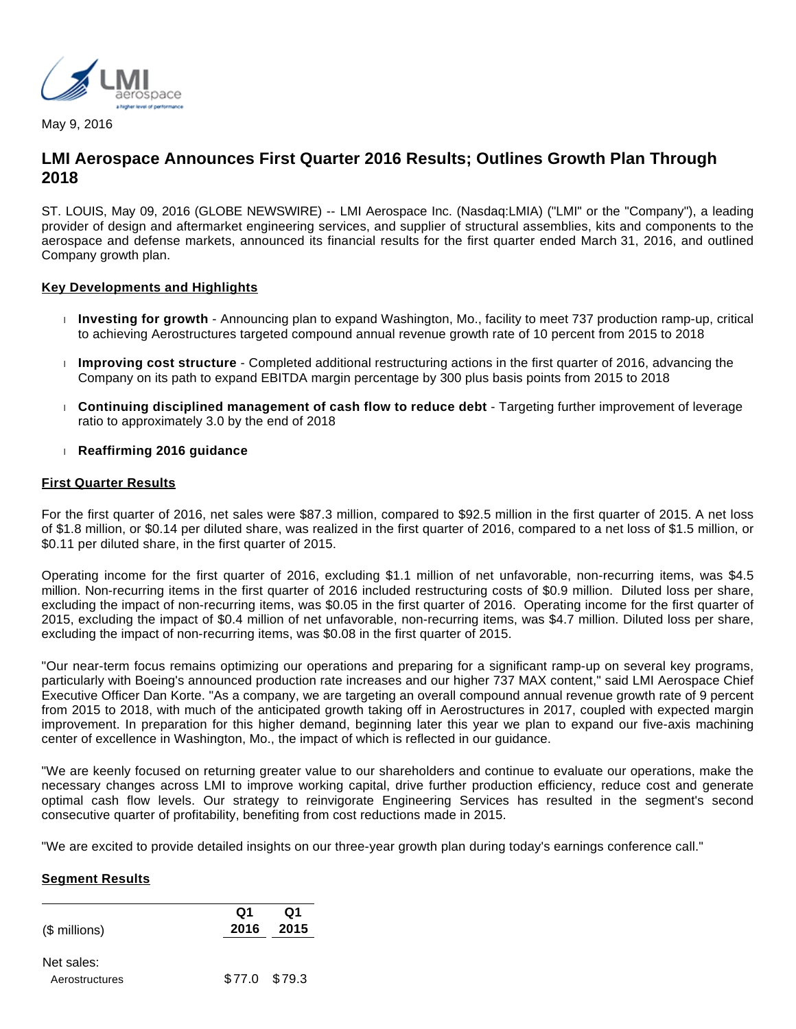May 9, 2016

# LMI Aerospace Announces First Quarter 2016 Results; Outlines Growth Plan Through 2018

ST. LOUIS, May 09, 2016 (GLOBE NEWSWIRE) -- LMI Aerospace Inc. (Nasdaq:LMIA) ("LMI" or the "Company"), a leading provider of design and aftermarket engineering services, and supplier of structural assemblies, kits and components to the aerospace and defense markets, announced its financial results for the first quarter ended March 31, 2016, and outlined Company growth plan.

## Key Developments and Highlights

- **Investing for growth** - Announcing plan to expand Washington, Mo., facility to meet 737 production ramp-up, critical to achieving Aerostructures targeted compound annual revenue growth rate of 10 percent from 2015 to 2018
- **Improving cost structure** - Completed additional restructuring actions in the first quarter of 2016, advancing the Company on its path to expand EBITDA margin percentage by 300 plus basis points from 2015 to 2018
- **Continuing disciplined management of cash flow to reduce debt** - Targeting further improvement of leverage ratio to approximately 3.0 by the end of 2018
- **Reaffirming 2016 guidance**

## First Quarter Results

For the first quarter of 2016, net sales were $87.3 million, compared to $92.5 million in the first quarter of 2015. A net loss of $1.8 million, or $0.14 per diluted share, was realized in the first quarter of 2016, compared to a net loss of $1.5 million, or $0.11 per diluted share, in the first quarter of 2015.

Operating income for the first quarter of 2016, excluding $1.1 million of net unfavorable, non-recurring items, was $4.5 million. Non-recurring items in the first quarter of 2016 included restructuring costs of $0.9 million. Diluted loss per share, excluding the impact of non-recurring items, was $0.05 in the first quarter of 2016. Operating income for the first quarter of 2015, excluding the impact of $0.4 million of net unfavorable, non-recurring items, was $4.7 million. Diluted loss per share, excluding the impact of non-recurring items, was $0.08 in the first quarter of 2015.

"Our near-term focus remains optimizing our operations and preparing for a significant ramp-up on several key programs, particularly with Boeing's announced production rate increases and our higher 737 MAX content," said LMI Aerospace Chief Executive Officer Dan Korte. "As a company, we are targeting an overall compound annual revenue growth rate of 9 percent from 2015 to 2018, with much of the anticipated growth taking off in Aerostructures in 2017, coupled with expected margin improvement. In preparation for this higher demand, beginning later this year we plan to expand our five-axis machining center of excellence in Washington, Mo., the impact of which is reflected in our guidance.

"We are keenly focused on returning greater value to our shareholders and continue to evaluate our operations, make the necessary changes across LMI to improve working capital, drive further production efficiency, reduce cost and generate optimal cash flow levels. Our strategy to reinvigorate Engineering Services has resulted in the segment's second consecutive quarter of profitability, benefiting from cost reductions made in 2015.

"We are excited to provide detailed insights on our three-year growth plan during today's earnings conference call."

## Segment Results

| ($ millions) | Q1 2016 | Q1 2015 |
|---|---|---|
| Net sales: | | |
| Aerostructures | $77.0 | $79.3 |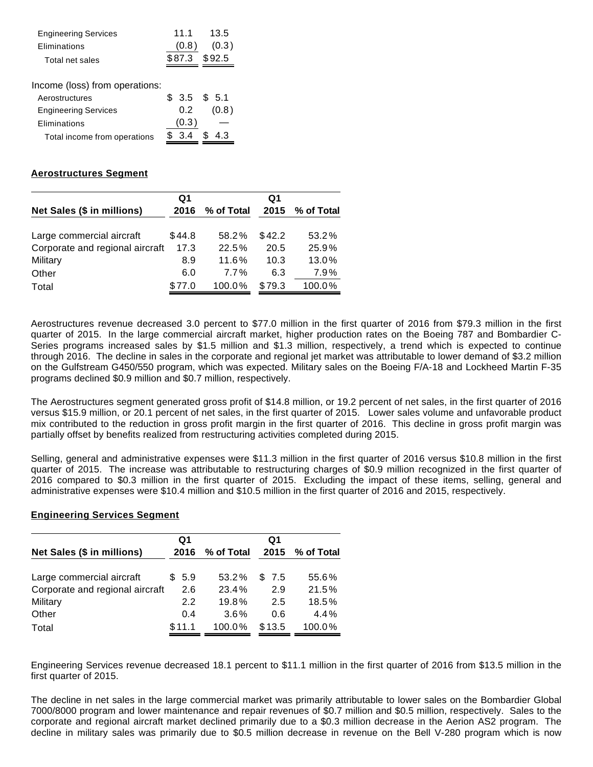| | | |
|---|---|---|
| Engineering Services | 11.1 | 13.5 |
| Eliminations | (0.8) | (0.3) |
| Total net sales | $87.3 | $92.5 |
| | | |
| Income (loss) from operations: | | |
| Aerostructures | $ 3.5 | $ 5.1 |
| Engineering Services | 0.2 | (0.8) |
| Eliminations | (0.3) | — |
| Total income from operations | $ 3.4 | $ 4.3 |

## Aerostructures Segment

| Net Sales ($ in millions) | Q1 2016 | % of Total | Q1 2015 | % of Total |
|---|---|---|---|---|
| Large commercial aircraft | $44.8 | 58.2% | $42.2 | 53.2% |
| Corporate and regional aircraft | 17.3 | 22.5% | 20.5 | 25.9% |
| Military | 8.9 | 11.6% | 10.3 | 13.0% |
| Other | 6.0 | 7.7% | 6.3 | 7.9% |
| Total | $77.0 | 100.0% | $79.3 | 100.0% |

Aerostructures revenue decreased 3.0 percent to $77.0 million in the first quarter of 2016 from $79.3 million in the first quarter of 2015. In the large commercial aircraft market, higher production rates on the Boeing 787 and Bombardier C-Series programs increased sales by $1.5 million and $1.3 million, respectively, a trend which is expected to continue through 2016. The decline in sales in the corporate and regional jet market was attributable to lower demand of $3.2 million on the Gulfstream G450/550 program, which was expected. Military sales on the Boeing F/A-18 and Lockheed Martin F-35 programs declined $0.9 million and $0.7 million, respectively.

The Aerostructures segment generated gross profit of $14.8 million, or 19.2 percent of net sales, in the first quarter of 2016 versus $15.9 million, or 20.1 percent of net sales, in the first quarter of 2015. Lower sales volume and unfavorable product mix contributed to the reduction in gross profit margin in the first quarter of 2016. This decline in gross profit margin was partially offset by benefits realized from restructuring activities completed during 2015.

Selling, general and administrative expenses were $11.3 million in the first quarter of 2016 versus $10.8 million in the first quarter of 2015. The increase was attributable to restructuring charges of $0.9 million recognized in the first quarter of 2016 compared to $0.3 million in the first quarter of 2015. Excluding the impact of these items, selling, general and administrative expenses were $10.4 million and $10.5 million in the first quarter of 2016 and 2015, respectively.

## Engineering Services Segment

| Net Sales ($ in millions) | Q1 2016 | % of Total | Q1 2015 | % of Total |
|---|---|---|---|---|
| Large commercial aircraft | $ 5.9 | 53.2% | $ 7.5 | 55.6% |
| Corporate and regional aircraft | 2.6 | 23.4% | 2.9 | 21.5% |
| Military | 2.2 | 19.8% | 2.5 | 18.5% |
| Other | 0.4 | 3.6% | 0.6 | 4.4% |
| Total | $11.1 | 100.0% | $13.5 | 100.0% |

Engineering Services revenue decreased 18.1 percent to $11.1 million in the first quarter of 2016 from $13.5 million in the first quarter of 2015.

The decline in net sales in the large commercial market was primarily attributable to lower sales on the Bombardier Global 7000/8000 program and lower maintenance and repair revenues of $0.7 million and $0.5 million, respectively. Sales to the corporate and regional aircraft market declined primarily due to a $0.3 million decrease in the Aerion AS2 program. The decline in military sales was primarily due to $0.5 million decrease in revenue on the Bell V-280 program which is now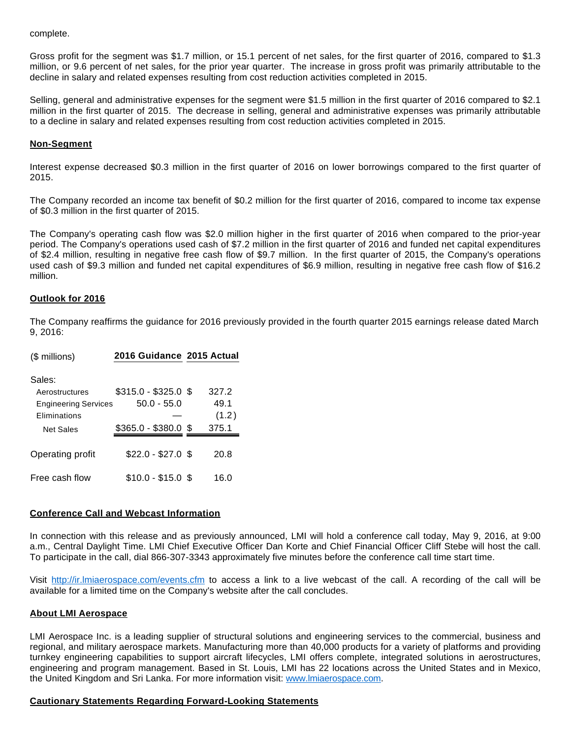complete.

Gross profit for the segment was $1.7 million, or 15.1 percent of net sales, for the first quarter of 2016, compared to $1.3 million, or 9.6 percent of net sales, for the prior year quarter. The increase in gross profit was primarily attributable to the decline in salary and related expenses resulting from cost reduction activities completed in 2015.

Selling, general and administrative expenses for the segment were $1.5 million in the first quarter of 2016 compared to $2.1 million in the first quarter of 2015. The decrease in selling, general and administrative expenses was primarily attributable to a decline in salary and related expenses resulting from cost reduction activities completed in 2015.

**Non-Segment**

Interest expense decreased $0.3 million in the first quarter of 2016 on lower borrowings compared to the first quarter of 2015.

The Company recorded an income tax benefit of $0.2 million for the first quarter of 2016, compared to income tax expense of $0.3 million in the first quarter of 2015.

The Company's operating cash flow was $2.0 million higher in the first quarter of 2016 when compared to the prior-year period. The Company's operations used cash of $7.2 million in the first quarter of 2016 and funded net capital expenditures of $2.4 million, resulting in negative free cash flow of $9.7 million. In the first quarter of 2015, the Company's operations used cash of $9.3 million and funded net capital expenditures of $6.9 million, resulting in negative free cash flow of $16.2 million.

**Outlook for 2016**

The Company reaffirms the guidance for 2016 previously provided in the fourth quarter 2015 earnings release dated March 9, 2016:

| ($ millions) | 2016 Guidance | 2015 Actual |
|---|---|---|
| Sales: | | |
| Aerostructures | $315.0 - $325.0 | $ 327.2 |
| Engineering Services | 50.0 - 55.0 | 49.1 |
| Eliminations | — | (1.2) |
| Net Sales | $365.0 - $380.0 | $ 375.1 |
| Operating profit | $22.0 - $27.0 | $ 20.8 |
| Free cash flow | $10.0 - $15.0 | $ 16.0 |

**Conference Call and Webcast Information**

In connection with this release and as previously announced, LMI will hold a conference call today, May 9, 2016, at 9:00 a.m., Central Daylight Time. LMI Chief Executive Officer Dan Korte and Chief Financial Officer Cliff Stebe will host the call. To participate in the call, dial 866-307-3343 approximately five minutes before the conference call time start time.

Visit http://ir.lmiaerospace.com/events.cfm to access a link to a live webcast of the call. A recording of the call will be available for a limited time on the Company's website after the call concludes.

**About LMI Aerospace**

LMI Aerospace Inc. is a leading supplier of structural solutions and engineering services to the commercial, business and regional, and military aerospace markets. Manufacturing more than 40,000 products for a variety of platforms and providing turnkey engineering capabilities to support aircraft lifecycles, LMI offers complete, integrated solutions in aerostructures, engineering and program management. Based in St. Louis, LMI has 22 locations across the United States and in Mexico, the United Kingdom and Sri Lanka. For more information visit: www.lmiaerospace.com.

**Cautionary Statements Regarding Forward-Looking Statements**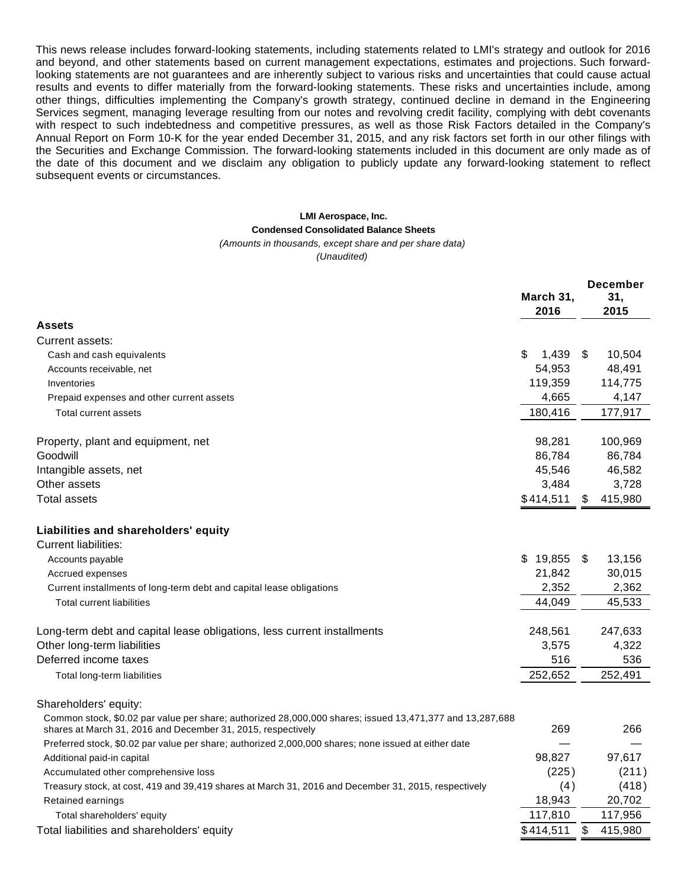This news release includes forward-looking statements, including statements related to LMI's strategy and outlook for 2016 and beyond, and other statements based on current management expectations, estimates and projections. Such forward-looking statements are not guarantees and are inherently subject to various risks and uncertainties that could cause actual results and events to differ materially from the forward-looking statements. These risks and uncertainties include, among other things, difficulties implementing the Company's growth strategy, continued decline in demand in the Engineering Services segment, managing leverage resulting from our notes and revolving credit facility, complying with debt covenants with respect to such indebtedness and competitive pressures, as well as those Risk Factors detailed in the Company's Annual Report on Form 10-K for the year ended December 31, 2015, and any risk factors set forth in our other filings with the Securities and Exchange Commission. The forward-looking statements included in this document are only made as of the date of this document and we disclaim any obligation to publicly update any forward-looking statement to reflect subsequent events or circumstances.

**LMI Aerospace, Inc.**

**Condensed Consolidated Balance Sheets**

*(Amounts in thousands, except share and per share data)*

*(Unaudited)*

| | March 31, 2016 | December 31, 2015 |
|---|---|---|
| **Assets** | | |
| Current assets: | | |
| Cash and cash equivalents | $ 1,439 | $ 10,504 |
| Accounts receivable, net | 54,953 | 48,491 |
| Inventories | 119,359 | 114,775 |
| Prepaid expenses and other current assets | 4,665 | 4,147 |
| Total current assets | 180,416 | 177,917 |
| Property, plant and equipment, net | 98,281 | 100,969 |
| Goodwill | 86,784 | 86,784 |
| Intangible assets, net | 45,546 | 46,582 |
| Other assets | 3,484 | 3,728 |
| Total assets | $414,511 | $ 415,980 |
| **Liabilities and shareholders' equity** | | |
| Current liabilities: | | |
| Accounts payable | $ 19,855 | $ 13,156 |
| Accrued expenses | 21,842 | 30,015 |
| Current installments of long-term debt and capital lease obligations | 2,352 | 2,362 |
| Total current liabilities | 44,049 | 45,533 |
| Long-term debt and capital lease obligations, less current installments | 248,561 | 247,633 |
| Other long-term liabilities | 3,575 | 4,322 |
| Deferred income taxes | 516 | 536 |
| Total long-term liabilities | 252,652 | 252,491 |
| Shareholders' equity: | | |
| Common stock, $0.02 par value per share; authorized 28,000,000 shares; issued 13,471,377 and 13,287,688 shares at March 31, 2016 and December 31, 2015, respectively | 269 | 266 |
| Preferred stock, $0.02 par value per share; authorized 2,000,000 shares; none issued at either date | — | — |
| Additional paid-in capital | 98,827 | 97,617 |
| Accumulated other comprehensive loss | (225) | (211) |
| Treasury stock, at cost, 419 and 39,419 shares at March 31, 2016 and December 31, 2015, respectively | (4) | (418) |
| Retained earnings | 18,943 | 20,702 |
| Total shareholders' equity | 117,810 | 117,956 |
| Total liabilities and shareholders' equity | $414,511 | $ 415,980 |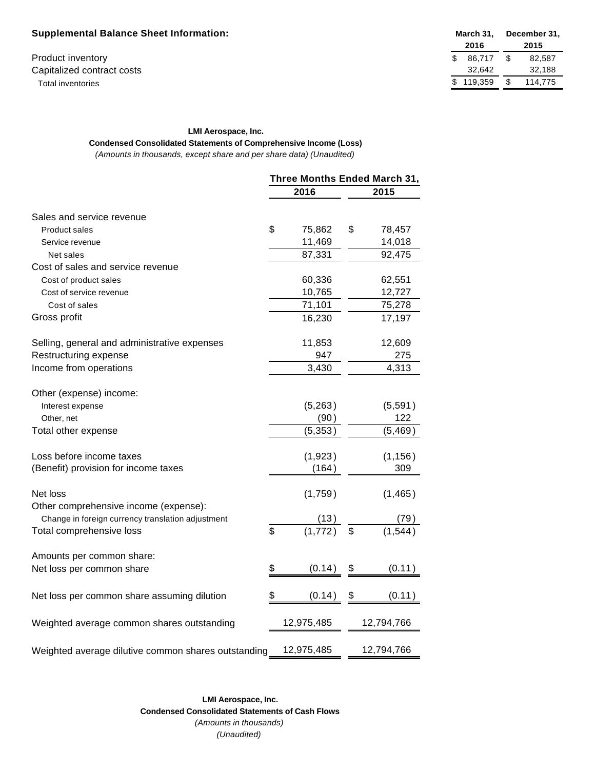**Supplemental Balance Sheet Information:**

| | March 31, 2016 | December 31, 2015 |
|---|---|---|
| Product inventory | $ 86,717 | $ 82,587 |
| Capitalized contract costs | 32,642 | 32,188 |
| Total inventories | $ 119,359 | $ 114,775 |

**LMI Aerospace, Inc.**
**Condensed Consolidated Statements of Comprehensive Income (Loss)**
*(Amounts in thousands, except share and per share data) (Unaudited)*

| | Three Months Ended March 31, | |
|---|---|---|
| | 2016 | 2015 |
| Sales and service revenue | | |
| Product sales | $ 75,862 | $ 78,457 |
| Service revenue | 11,469 | 14,018 |
| Net sales | 87,331 | 92,475 |
| Cost of sales and service revenue | | |
| Cost of product sales | 60,336 | 62,551 |
| Cost of service revenue | 10,765 | 12,727 |
| Cost of sales | 71,101 | 75,278 |
| Gross profit | 16,230 | 17,197 |
| Selling, general and administrative expenses | 11,853 | 12,609 |
| Restructuring expense | 947 | 275 |
| Income from operations | 3,430 | 4,313 |
| Other (expense) income: | | |
| Interest expense | (5,263) | (5,591) |
| Other, net | (90) | 122 |
| Total other expense | (5,353) | (5,469) |
| Loss before income taxes | (1,923) | (1,156) |
| (Benefit) provision for income taxes | (164) | 309 |
| Net loss | (1,759) | (1,465) |
| Other comprehensive income (expense): | | |
| Change in foreign currency translation adjustment | (13) | (79) |
| Total comprehensive loss | $ (1,772) | $ (1,544) |
| Amounts per common share: | | |
| Net loss per common share | $ (0.14) | $ (0.11) |
| Net loss per common share assuming dilution | $ (0.14) | $ (0.11) |
| Weighted average common shares outstanding | 12,975,485 | 12,794,766 |
| Weighted average dilutive common shares outstanding | 12,975,485 | 12,794,766 |

**LMI Aerospace, Inc.**
**Condensed Consolidated Statements of Cash Flows**
*(Amounts in thousands)*
*(Unaudited)*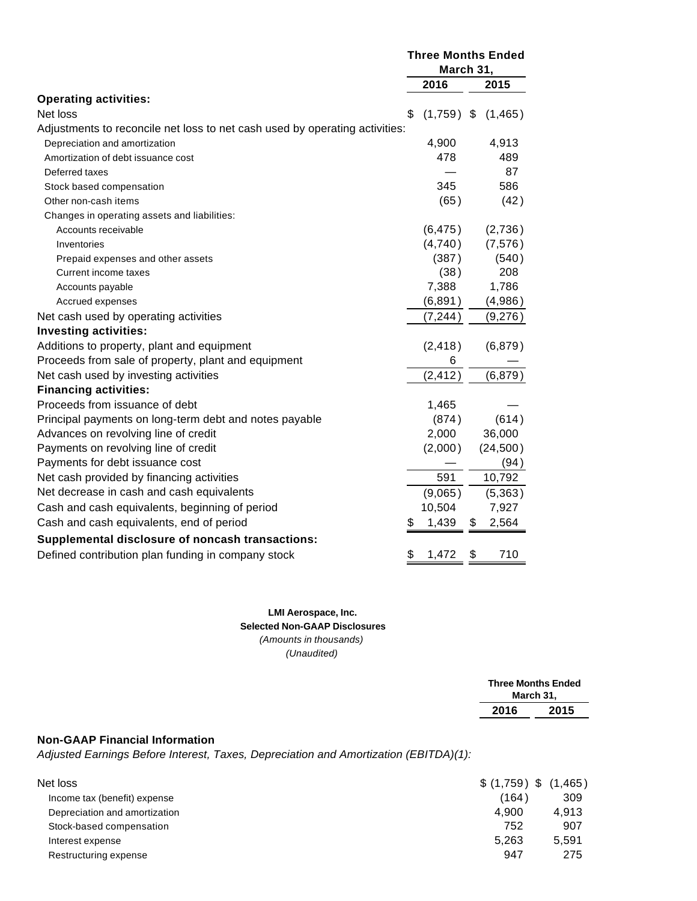| | Three Months Ended March 31, | |
|---|---|---|
| | 2016 | 2015 |
| **Operating activities:** | | |
| Net loss | $ (1,759) | $ (1,465) |
| Adjustments to reconcile net loss to net cash used by operating activities: | | |
| Depreciation and amortization | 4,900 | 4,913 |
| Amortization of debt issuance cost | 478 | 489 |
| Deferred taxes | — | 87 |
| Stock based compensation | 345 | 586 |
| Other non-cash items | (65) | (42) |
| Changes in operating assets and liabilities: | | |
| Accounts receivable | (6,475) | (2,736) |
| Inventories | (4,740) | (7,576) |
| Prepaid expenses and other assets | (387) | (540) |
| Current income taxes | (38) | 208 |
| Accounts payable | 7,388 | 1,786 |
| Accrued expenses | (6,891) | (4,986) |
| Net cash used by operating activities | (7,244) | (9,276) |
| **Investing activities:** | | |
| Additions to property, plant and equipment | (2,418) | (6,879) |
| Proceeds from sale of property, plant and equipment | 6 | — |
| Net cash used by investing activities | (2,412) | (6,879) |
| **Financing activities:** | | |
| Proceeds from issuance of debt | 1,465 | — |
| Principal payments on long-term debt and notes payable | (874) | (614) |
| Advances on revolving line of credit | 2,000 | 36,000 |
| Payments on revolving line of credit | (2,000) | (24,500) |
| Payments for debt issuance cost | — | (94) |
| Net cash provided by financing activities | 591 | 10,792 |
| Net decrease in cash and cash equivalents | (9,065) | (5,363) |
| Cash and cash equivalents, beginning of period | 10,504 | 7,927 |
| Cash and cash equivalents, end of period | $ 1,439 | $ 2,564 |
| **Supplemental disclosure of noncash transactions:** | | |
| Defined contribution plan funding in company stock | $ 1,472 | $ 710 |

**LMI Aerospace, Inc.**
**Selected Non-GAAP Disclosures**
*(Amounts in thousands)*
*(Unaudited)*

| | Three Months Ended March 31, | |
|---|---|---|
| | 2016 | 2015 |
| **Non-GAAP Financial Information** | | |
| *Adjusted Earnings Before Interest, Taxes, Depreciation and Amortization (EBITDA)(1):* | | |
| Net loss | $ (1,759) | $ (1,465) |
| Income tax (benefit) expense | (164) | 309 |
| Depreciation and amortization | 4,900 | 4,913 |
| Stock-based compensation | 752 | 907 |
| Interest expense | 5,263 | 5,591 |
| Restructuring expense | 947 | 275 |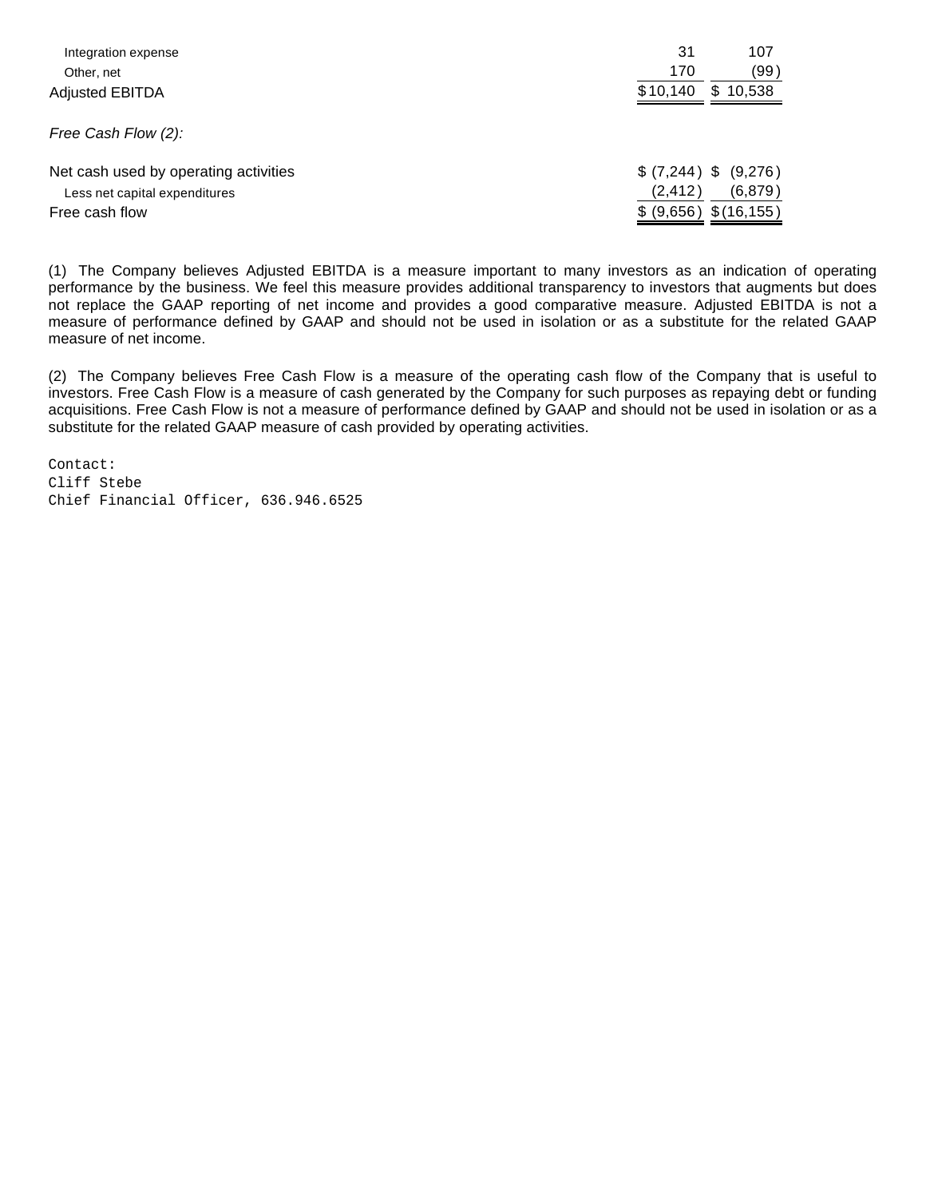| | | |
|---|---|---|
| Integration expense | 31 | 107 |
| Other, net | 170 | (99) |
| Adjusted EBITDA | $10,140 | $ 10,538 |
| *Free Cash Flow (2):* | | |
| Net cash used by operating activities | $ (7,244) | $ (9,276) |
| Less net capital expenditures | (2,412) | (6,879) |
| Free cash flow | $ (9,656) | $(16,155) |

(1) The Company believes Adjusted EBITDA is a measure important to many investors as an indication of operating performance by the business. We feel this measure provides additional transparency to investors that augments but does not replace the GAAP reporting of net income and provides a good comparative measure. Adjusted EBITDA is not a measure of performance defined by GAAP and should not be used in isolation or as a substitute for the related GAAP measure of net income.

(2) The Company believes Free Cash Flow is a measure of the operating cash flow of the Company that is useful to investors. Free Cash Flow is a measure of cash generated by the Company for such purposes as repaying debt or funding acquisitions. Free Cash Flow is not a measure of performance defined by GAAP and should not be used in isolation or as a substitute for the related GAAP measure of cash provided by operating activities.

Contact:
Cliff Stebe
Chief Financial Officer, 636.946.6525